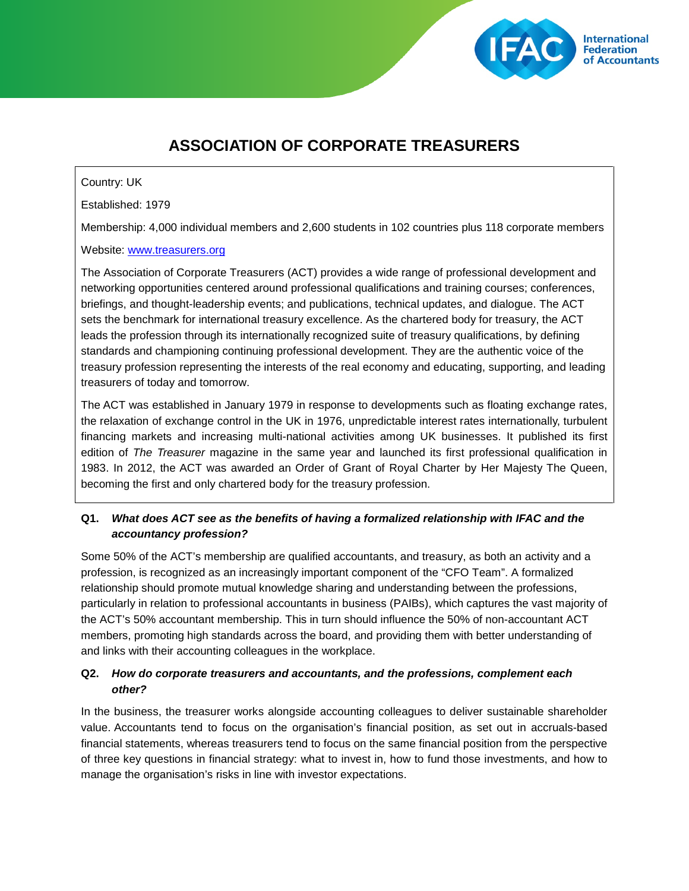# ASSOCIATION OF CORPORATE TREASURERS

Country: UK

Established: 1979

Membership: 4,000 individual members and 2,600 students in 102 countries plus 118 corporate members

Website: [www.treasurers.org](http://www.treasurers.org)

The Association of Corporate Treasurers (ACT) provides a wide range of professional development and networking opportunities centered around professional qualifications and training courses; conferences, briefings, and thought-leadership events; and publications, technical updates, and dialogue. The ACT sets the benchmark for international treasury excellence. As the chartered body for treasury, the ACT leads the profession through its internationally recognized suite of treasury qualifications, by defining standards and championing continuing professional development. They are the authentic voice of the treasury profession representing the interests of the real economy and educating, supporting, and leading treasurers of today and tomorrow.

The ACT was established in January 1979 in response to developments such as floating exchange rates, the relaxation of exchange control in the UK in 1976, unpredictable interest rates internationally, turbulent financing markets and increasing multi-national activities among UK businesses. It published its first edition of *The Treasurer* magazine in the same year and launched its first professional qualification in 1983. In 2012, the ACT was awarded an Order of Grant of Royal Charter by Her Majesty The Queen, becoming the first and only chartered body for the treasury profession.

**Q1. *What does ACT see as the benefits of having a formalized relationship with IFAC and the accountancy profession?***

Some 50% of the ACT's membership are qualified accountants, and treasury, as both an activity and a profession, is recognized as an increasingly important component of the "CFO Team". A formalized relationship should promote mutual knowledge sharing and understanding between the professions, particularly in relation to professional accountants in business (PAIBs), which captures the vast majority of the ACT's 50% accountant membership. This in turn should influence the 50% of non-accountant ACT members, promoting high standards across the board, and providing them with better understanding of and links with their accounting colleagues in the workplace.

**Q2. *How do corporate treasurers and accountants, and the professions, complement each other?***

In the business, the treasurer works alongside accounting colleagues to deliver sustainable shareholder value. Accountants tend to focus on the organisation's financial position, as set out in accruals-based financial statements, whereas treasurers tend to focus on the same financial position from the perspective of three key questions in financial strategy: what to invest in, how to fund those investments, and how to manage the organisation's risks in line with investor expectations.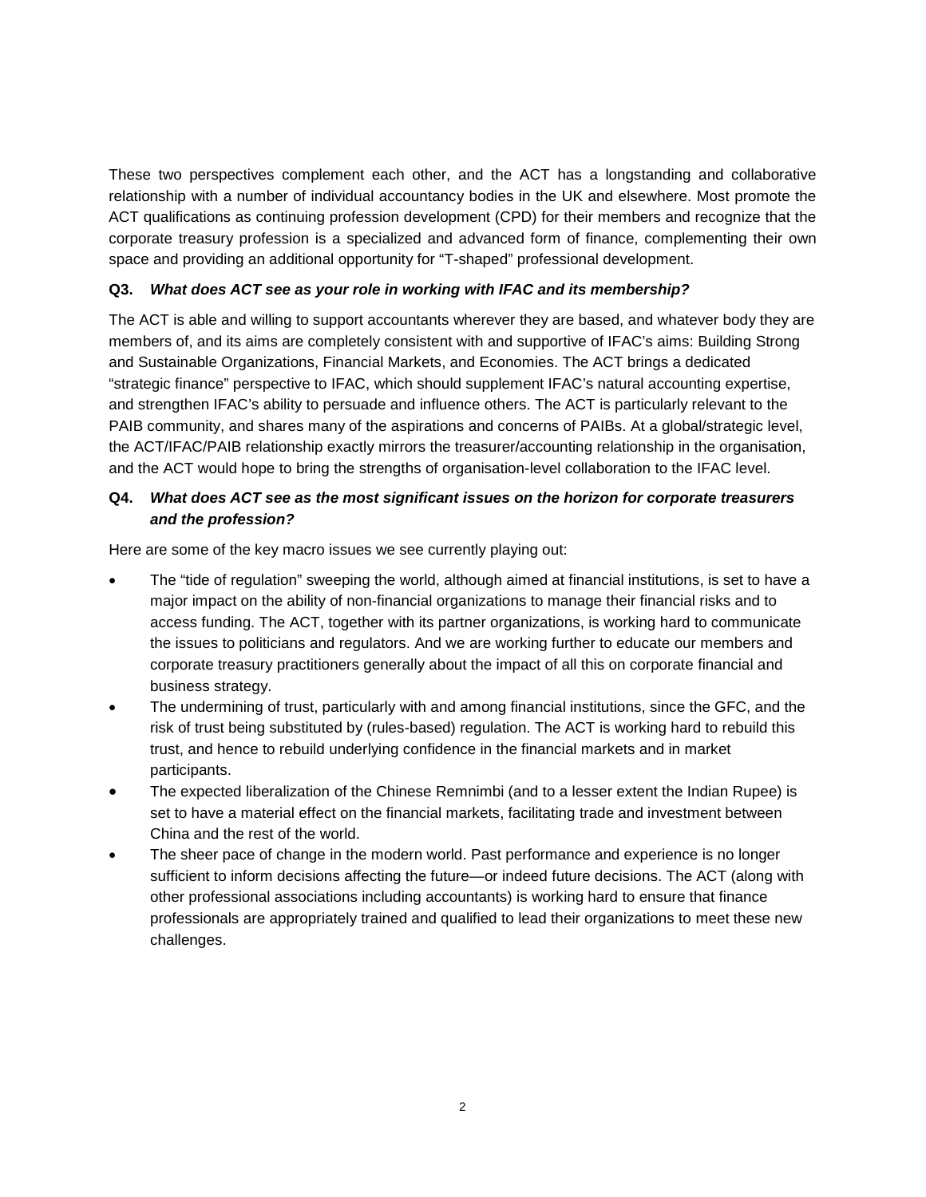These two perspectives complement each other, and the ACT has a longstanding and collaborative relationship with a number of individual accountancy bodies in the UK and elsewhere. Most promote the ACT qualifications as continuing profession development (CPD) for their members and recognize that the corporate treasury profession is a specialized and advanced form of finance, complementing their own space and providing an additional opportunity for "T-shaped" professional development.

**Q3.** ***What does ACT see as your role in working with IFAC and its membership?***

The ACT is able and willing to support accountants wherever they are based, and whatever body they are members of, and its aims are completely consistent with and supportive of IFAC's aims: Building Strong and Sustainable Organizations, Financial Markets, and Economies. The ACT brings a dedicated "strategic finance" perspective to IFAC, which should supplement IFAC's natural accounting expertise, and strengthen IFAC's ability to persuade and influence others. The ACT is particularly relevant to the PAIB community, and shares many of the aspirations and concerns of PAIBs. At a global/strategic level, the ACT/IFAC/PAIB relationship exactly mirrors the treasurer/accounting relationship in the organisation, and the ACT would hope to bring the strengths of organisation-level collaboration to the IFAC level.

**Q4.** ***What does ACT see as the most significant issues on the horizon for corporate treasurers and the profession?***

Here are some of the key macro issues we see currently playing out:

- The "tide of regulation" sweeping the world, although aimed at financial institutions, is set to have a major impact on the ability of non-financial organizations to manage their financial risks and to access funding. The ACT, together with its partner organizations, is working hard to communicate the issues to politicians and regulators. And we are working further to educate our members and corporate treasury practitioners generally about the impact of all this on corporate financial and business strategy.
- The undermining of trust, particularly with and among financial institutions, since the GFC, and the risk of trust being substituted by (rules-based) regulation. The ACT is working hard to rebuild this trust, and hence to rebuild underlying confidence in the financial markets and in market participants.
- The expected liberalization of the Chinese Remnimbi (and to a lesser extent the Indian Rupee) is set to have a material effect on the financial markets, facilitating trade and investment between China and the rest of the world.
- The sheer pace of change in the modern world. Past performance and experience is no longer sufficient to inform decisions affecting the future—or indeed future decisions. The ACT (along with other professional associations including accountants) is working hard to ensure that finance professionals are appropriately trained and qualified to lead their organizations to meet these new challenges.